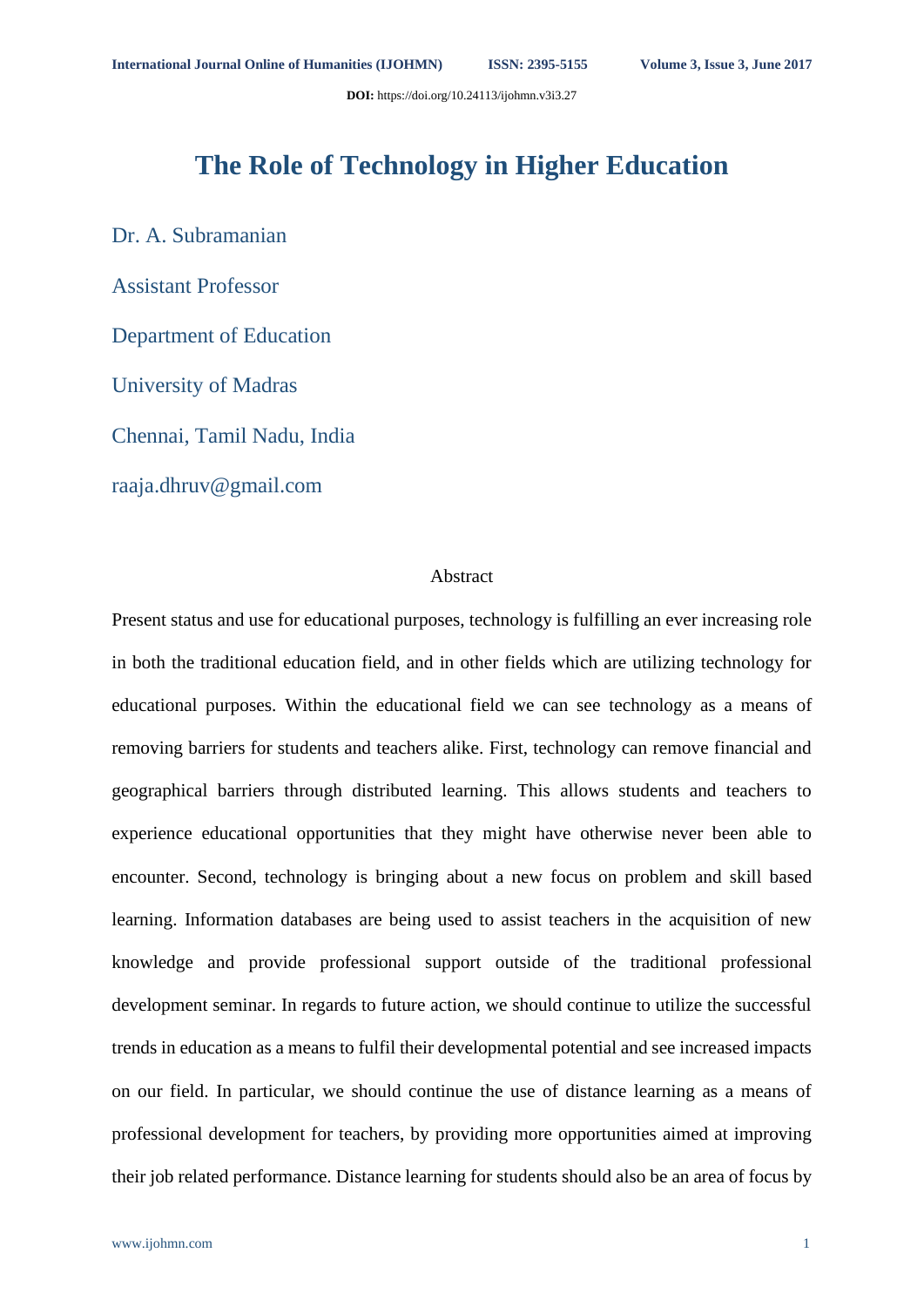# The Role of Technology in Higher Education

Dr. A. Subramanian

Assistant Professor

Department of Education

University of Madras

Chennai, Tamil Nadu, India

raaja.dhruv@gmail.com

## Abstract

Present status and use for educational purposes, technology is fulfilling an ever increasing role in both the traditional education field, and in other fields which are utilizing technology for educational purposes. Within the educational field we can see technology as a means of removing barriers for students and teachers alike. First, technology can remove financial and geographical barriers through distributed learning. This allows students and teachers to experience educational opportunities that they might have otherwise never been able to encounter. Second, technology is bringing about a new focus on problem and skill based learning. Information databases are being used to assist teachers in the acquisition of new knowledge and provide professional support outside of the traditional professional development seminar. In regards to future action, we should continue to utilize the successful trends in education as a means to fulfil their developmental potential and see increased impacts on our field. In particular, we should continue the use of distance learning as a means of professional development for teachers, by providing more opportunities aimed at improving their job related performance. Distance learning for students should also be an area of focus by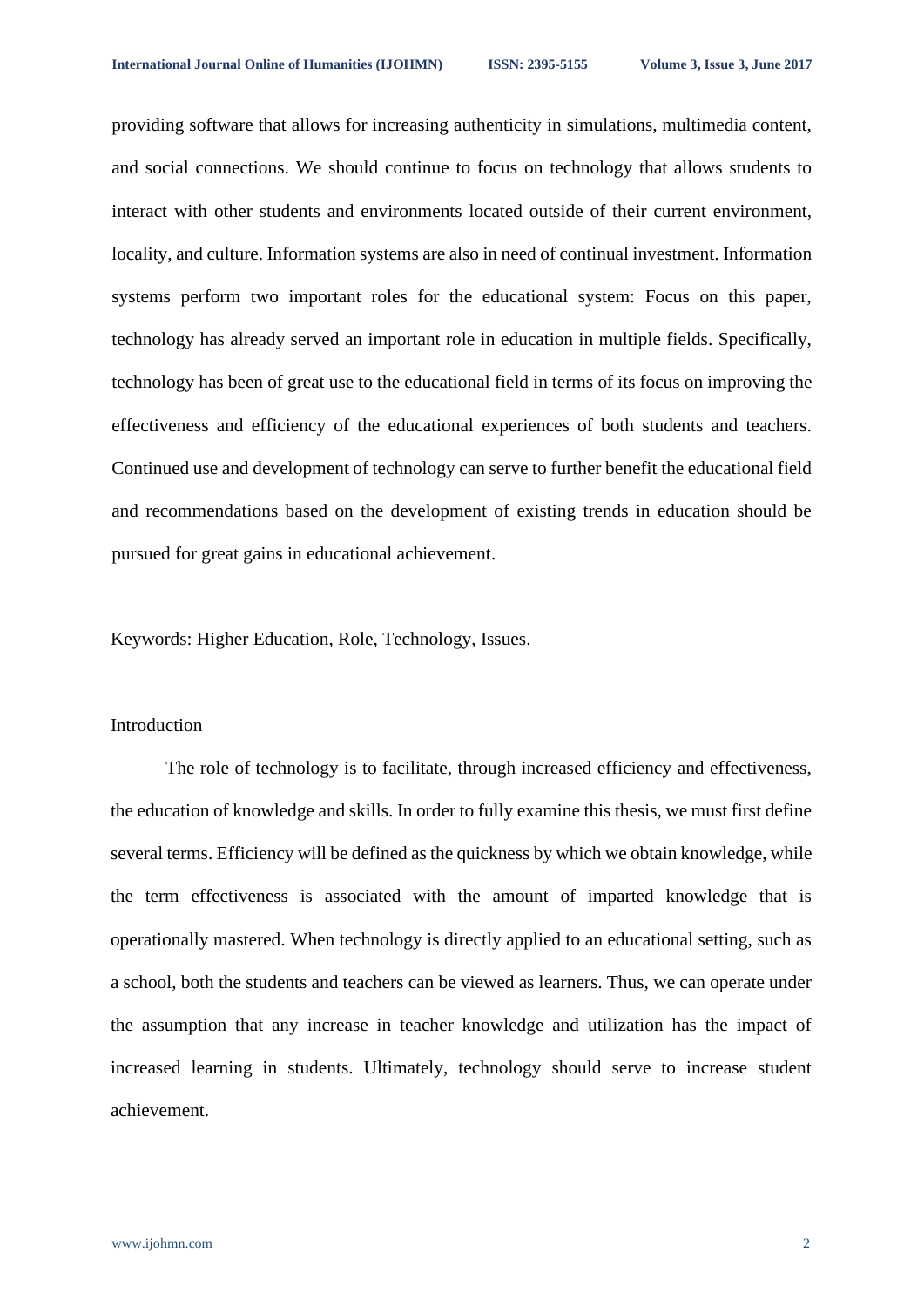providing software that allows for increasing authenticity in simulations, multimedia content, and social connections. We should continue to focus on technology that allows students to interact with other students and environments located outside of their current environment, locality, and culture. Information systems are also in need of continual investment. Information systems perform two important roles for the educational system: Focus on this paper, technology has already served an important role in education in multiple fields. Specifically, technology has been of great use to the educational field in terms of its focus on improving the effectiveness and efficiency of the educational experiences of both students and teachers. Continued use and development of technology can serve to further benefit the educational field and recommendations based on the development of existing trends in education should be pursued for great gains in educational achievement.

Keywords: Higher Education, Role, Technology, Issues.

## Introduction

The role of technology is to facilitate, through increased efficiency and effectiveness, the education of knowledge and skills. In order to fully examine this thesis, we must first define several terms. Efficiency will be defined as the quickness by which we obtain knowledge, while the term effectiveness is associated with the amount of imparted knowledge that is operationally mastered. When technology is directly applied to an educational setting, such as a school, both the students and teachers can be viewed as learners. Thus, we can operate under the assumption that any increase in teacher knowledge and utilization has the impact of increased learning in students. Ultimately, technology should serve to increase student achievement.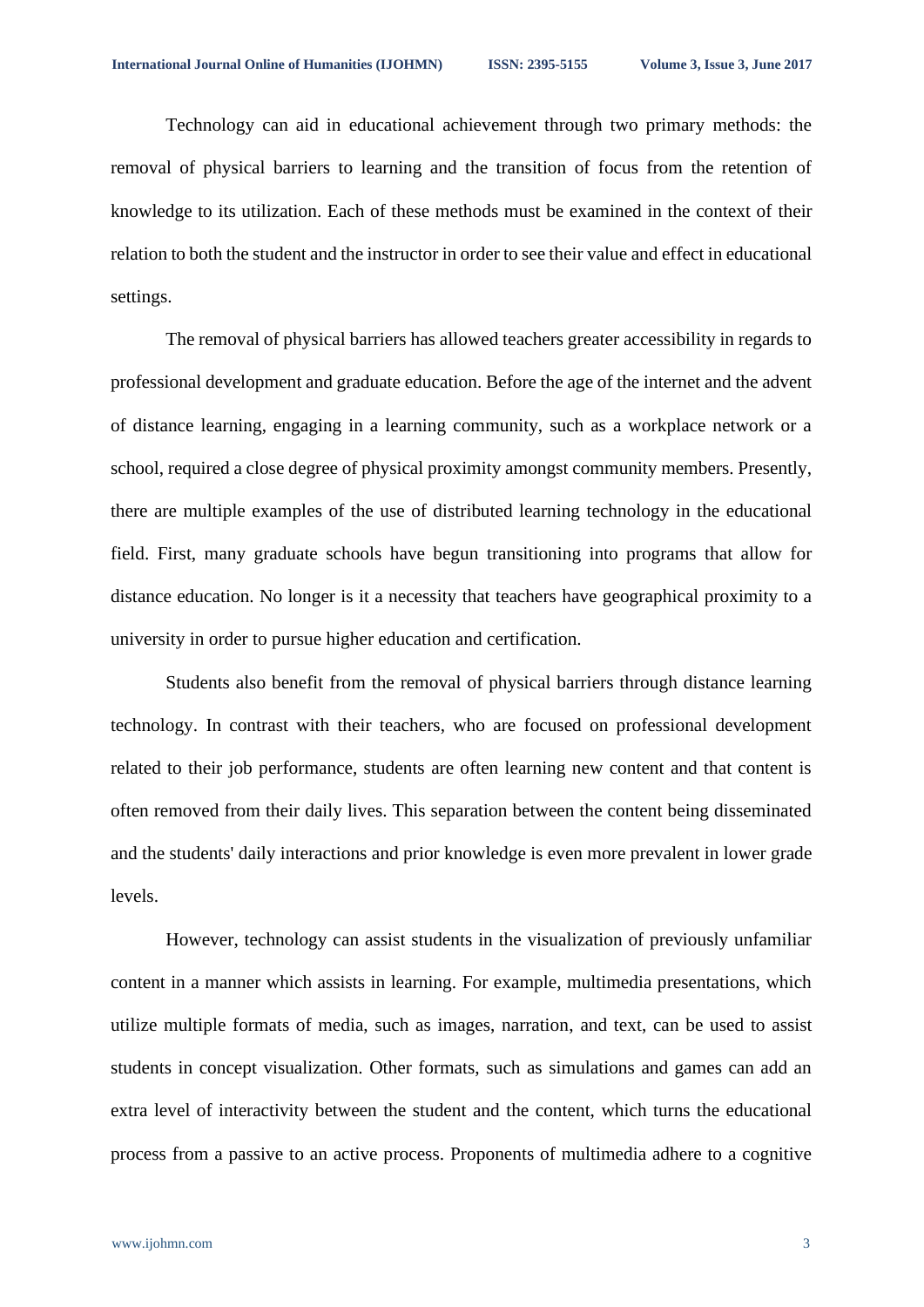Technology can aid in educational achievement through two primary methods: the removal of physical barriers to learning and the transition of focus from the retention of knowledge to its utilization. Each of these methods must be examined in the context of their relation to both the student and the instructor in order to see their value and effect in educational settings.

The removal of physical barriers has allowed teachers greater accessibility in regards to professional development and graduate education. Before the age of the internet and the advent of distance learning, engaging in a learning community, such as a workplace network or a school, required a close degree of physical proximity amongst community members. Presently, there are multiple examples of the use of distributed learning technology in the educational field. First, many graduate schools have begun transitioning into programs that allow for distance education. No longer is it a necessity that teachers have geographical proximity to a university in order to pursue higher education and certification.

Students also benefit from the removal of physical barriers through distance learning technology. In contrast with their teachers, who are focused on professional development related to their job performance, students are often learning new content and that content is often removed from their daily lives. This separation between the content being disseminated and the students' daily interactions and prior knowledge is even more prevalent in lower grade levels.

However, technology can assist students in the visualization of previously unfamiliar content in a manner which assists in learning. For example, multimedia presentations, which utilize multiple formats of media, such as images, narration, and text, can be used to assist students in concept visualization. Other formats, such as simulations and games can add an extra level of interactivity between the student and the content, which turns the educational process from a passive to an active process. Proponents of multimedia adhere to a cognitive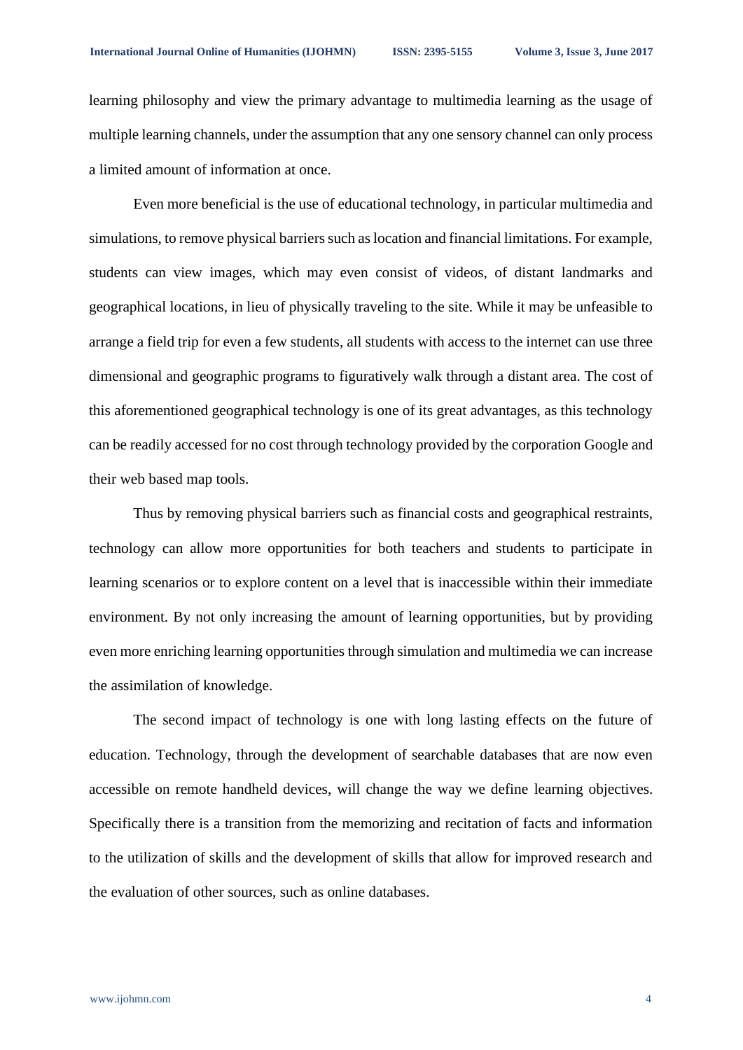learning philosophy and view the primary advantage to multimedia learning as the usage of multiple learning channels, under the assumption that any one sensory channel can only process a limited amount of information at once.

Even more beneficial is the use of educational technology, in particular multimedia and simulations, to remove physical barriers such as location and financial limitations. For example, students can view images, which may even consist of videos, of distant landmarks and geographical locations, in lieu of physically traveling to the site. While it may be unfeasible to arrange a field trip for even a few students, all students with access to the internet can use three dimensional and geographic programs to figuratively walk through a distant area. The cost of this aforementioned geographical technology is one of its great advantages, as this technology can be readily accessed for no cost through technology provided by the corporation Google and their web based map tools.

Thus by removing physical barriers such as financial costs and geographical restraints, technology can allow more opportunities for both teachers and students to participate in learning scenarios or to explore content on a level that is inaccessible within their immediate environment. By not only increasing the amount of learning opportunities, but by providing even more enriching learning opportunities through simulation and multimedia we can increase the assimilation of knowledge.

The second impact of technology is one with long lasting effects on the future of education. Technology, through the development of searchable databases that are now even accessible on remote handheld devices, will change the way we define learning objectives. Specifically there is a transition from the memorizing and recitation of facts and information to the utilization of skills and the development of skills that allow for improved research and the evaluation of other sources, such as online databases.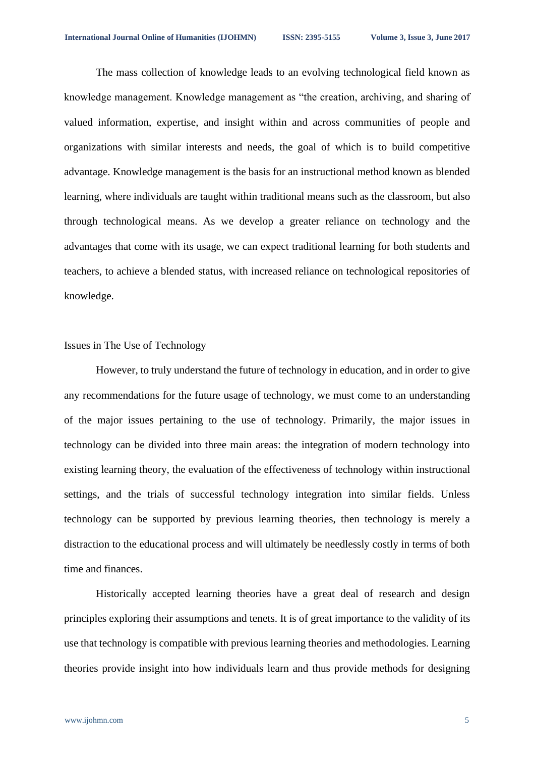The mass collection of knowledge leads to an evolving technological field known as knowledge management. Knowledge management as "the creation, archiving, and sharing of valued information, expertise, and insight within and across communities of people and organizations with similar interests and needs, the goal of which is to build competitive advantage. Knowledge management is the basis for an instructional method known as blended learning, where individuals are taught within traditional means such as the classroom, but also through technological means. As we develop a greater reliance on technology and the advantages that come with its usage, we can expect traditional learning for both students and teachers, to achieve a blended status, with increased reliance on technological repositories of knowledge.

## Issues in The Use of Technology

However, to truly understand the future of technology in education, and in order to give any recommendations for the future usage of technology, we must come to an understanding of the major issues pertaining to the use of technology. Primarily, the major issues in technology can be divided into three main areas: the integration of modern technology into existing learning theory, the evaluation of the effectiveness of technology within instructional settings, and the trials of successful technology integration into similar fields. Unless technology can be supported by previous learning theories, then technology is merely a distraction to the educational process and will ultimately be needlessly costly in terms of both time and finances.

Historically accepted learning theories have a great deal of research and design principles exploring their assumptions and tenets. It is of great importance to the validity of its use that technology is compatible with previous learning theories and methodologies. Learning theories provide insight into how individuals learn and thus provide methods for designing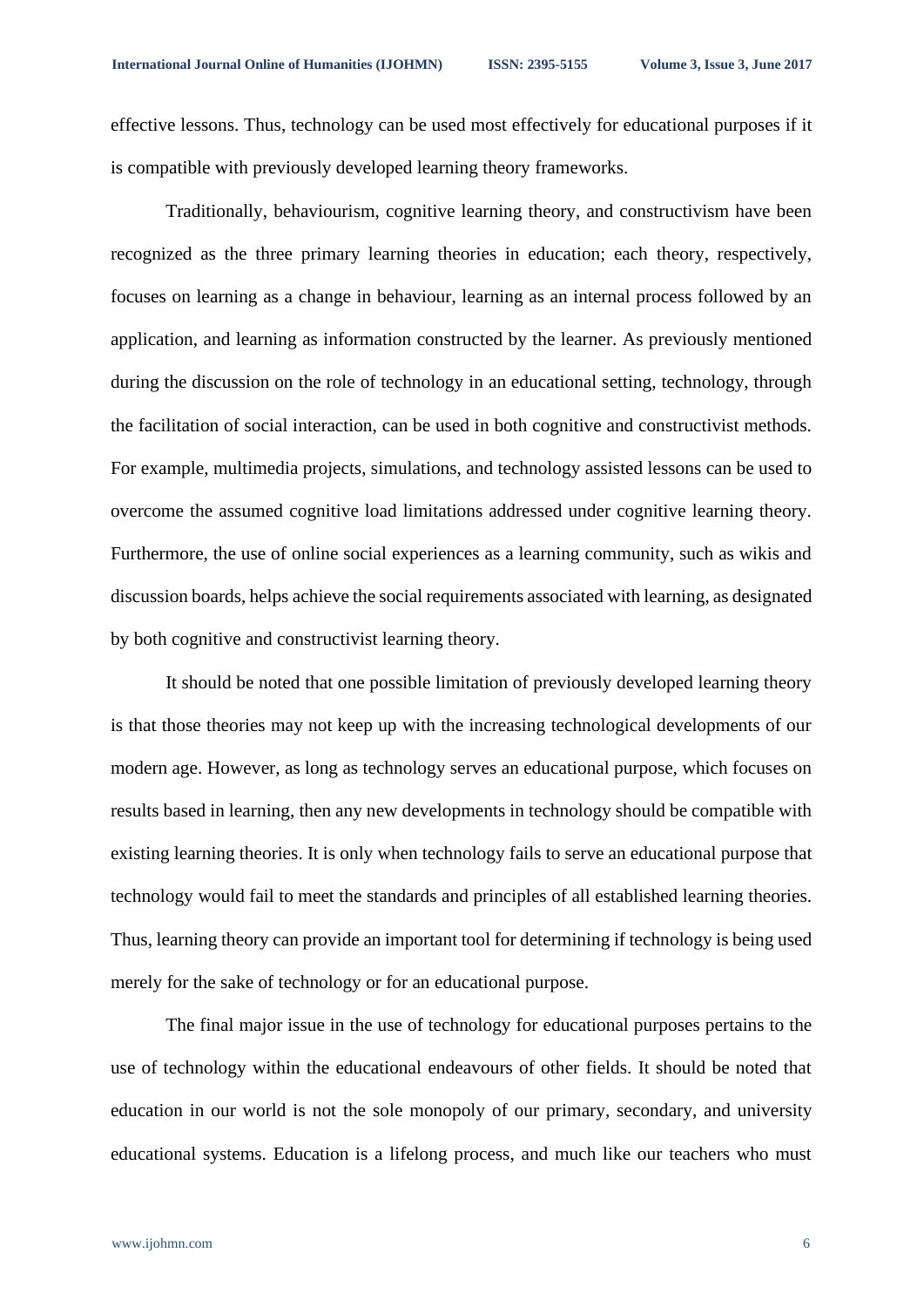effective lessons. Thus, technology can be used most effectively for educational purposes if it is compatible with previously developed learning theory frameworks.

Traditionally, behaviourism, cognitive learning theory, and constructivism have been recognized as the three primary learning theories in education; each theory, respectively, focuses on learning as a change in behaviour, learning as an internal process followed by an application, and learning as information constructed by the learner. As previously mentioned during the discussion on the role of technology in an educational setting, technology, through the facilitation of social interaction, can be used in both cognitive and constructivist methods. For example, multimedia projects, simulations, and technology assisted lessons can be used to overcome the assumed cognitive load limitations addressed under cognitive learning theory. Furthermore, the use of online social experiences as a learning community, such as wikis and discussion boards, helps achieve the social requirements associated with learning, as designated by both cognitive and constructivist learning theory.

It should be noted that one possible limitation of previously developed learning theory is that those theories may not keep up with the increasing technological developments of our modern age. However, as long as technology serves an educational purpose, which focuses on results based in learning, then any new developments in technology should be compatible with existing learning theories. It is only when technology fails to serve an educational purpose that technology would fail to meet the standards and principles of all established learning theories. Thus, learning theory can provide an important tool for determining if technology is being used merely for the sake of technology or for an educational purpose.

The final major issue in the use of technology for educational purposes pertains to the use of technology within the educational endeavours of other fields. It should be noted that education in our world is not the sole monopoly of our primary, secondary, and university educational systems. Education is a lifelong process, and much like our teachers who must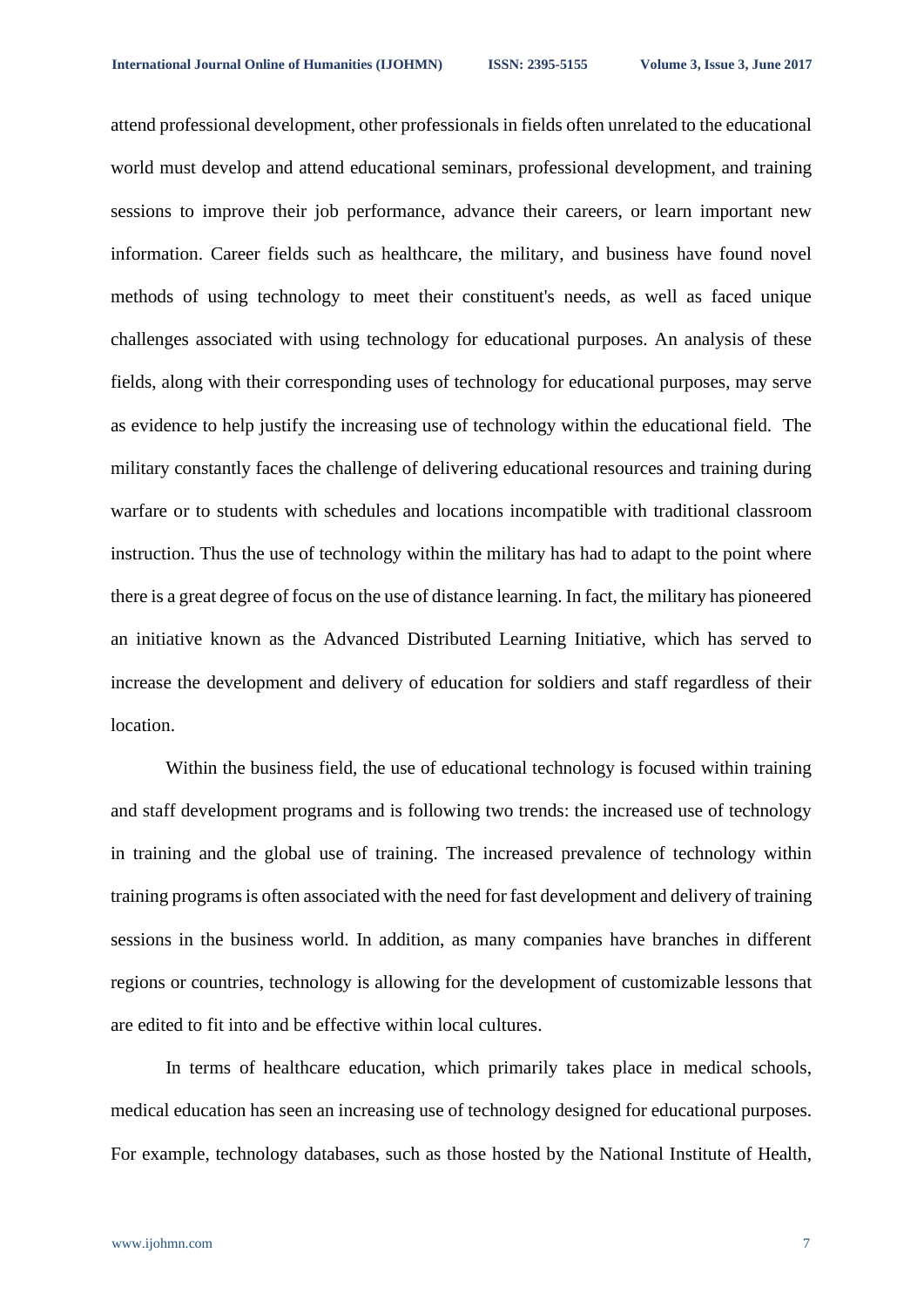attend professional development, other professionals in fields often unrelated to the educational world must develop and attend educational seminars, professional development, and training sessions to improve their job performance, advance their careers, or learn important new information. Career fields such as healthcare, the military, and business have found novel methods of using technology to meet their constituent's needs, as well as faced unique challenges associated with using technology for educational purposes. An analysis of these fields, along with their corresponding uses of technology for educational purposes, may serve as evidence to help justify the increasing use of technology within the educational field. The military constantly faces the challenge of delivering educational resources and training during warfare or to students with schedules and locations incompatible with traditional classroom instruction. Thus the use of technology within the military has had to adapt to the point where there is a great degree of focus on the use of distance learning. In fact, the military has pioneered an initiative known as the Advanced Distributed Learning Initiative, which has served to increase the development and delivery of education for soldiers and staff regardless of their location.

Within the business field, the use of educational technology is focused within training and staff development programs and is following two trends: the increased use of technology in training and the global use of training. The increased prevalence of technology within training programs is often associated with the need for fast development and delivery of training sessions in the business world. In addition, as many companies have branches in different regions or countries, technology is allowing for the development of customizable lessons that are edited to fit into and be effective within local cultures.

In terms of healthcare education, which primarily takes place in medical schools, medical education has seen an increasing use of technology designed for educational purposes. For example, technology databases, such as those hosted by the National Institute of Health,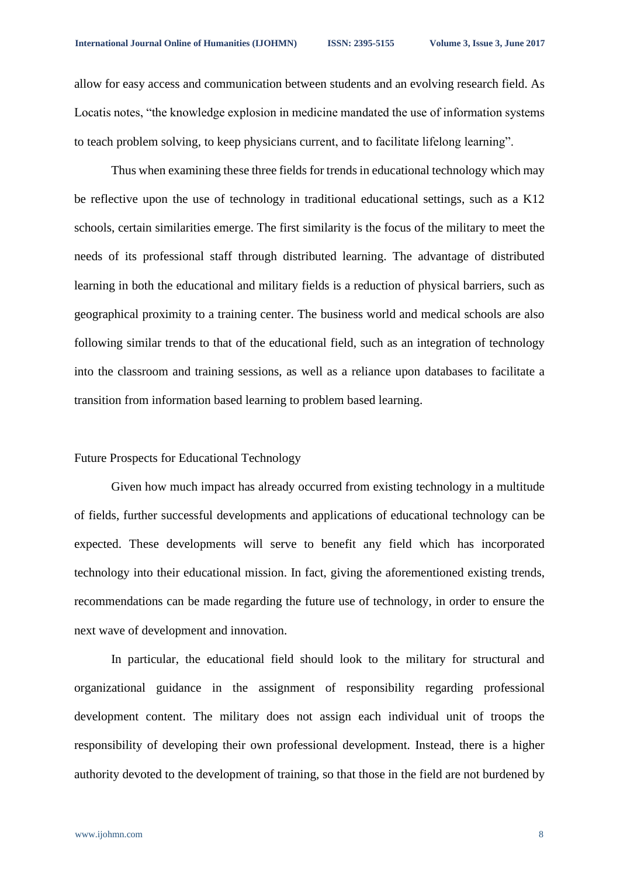allow for easy access and communication between students and an evolving research field. As Locatis notes, "the knowledge explosion in medicine mandated the use of information systems to teach problem solving, to keep physicians current, and to facilitate lifelong learning".

Thus when examining these three fields for trends in educational technology which may be reflective upon the use of technology in traditional educational settings, such as a K12 schools, certain similarities emerge. The first similarity is the focus of the military to meet the needs of its professional staff through distributed learning. The advantage of distributed learning in both the educational and military fields is a reduction of physical barriers, such as geographical proximity to a training center. The business world and medical schools are also following similar trends to that of the educational field, such as an integration of technology into the classroom and training sessions, as well as a reliance upon databases to facilitate a transition from information based learning to problem based learning.

## Future Prospects for Educational Technology

Given how much impact has already occurred from existing technology in a multitude of fields, further successful developments and applications of educational technology can be expected. These developments will serve to benefit any field which has incorporated technology into their educational mission. In fact, giving the aforementioned existing trends, recommendations can be made regarding the future use of technology, in order to ensure the next wave of development and innovation.

In particular, the educational field should look to the military for structural and organizational guidance in the assignment of responsibility regarding professional development content. The military does not assign each individual unit of troops the responsibility of developing their own professional development. Instead, there is a higher authority devoted to the development of training, so that those in the field are not burdened by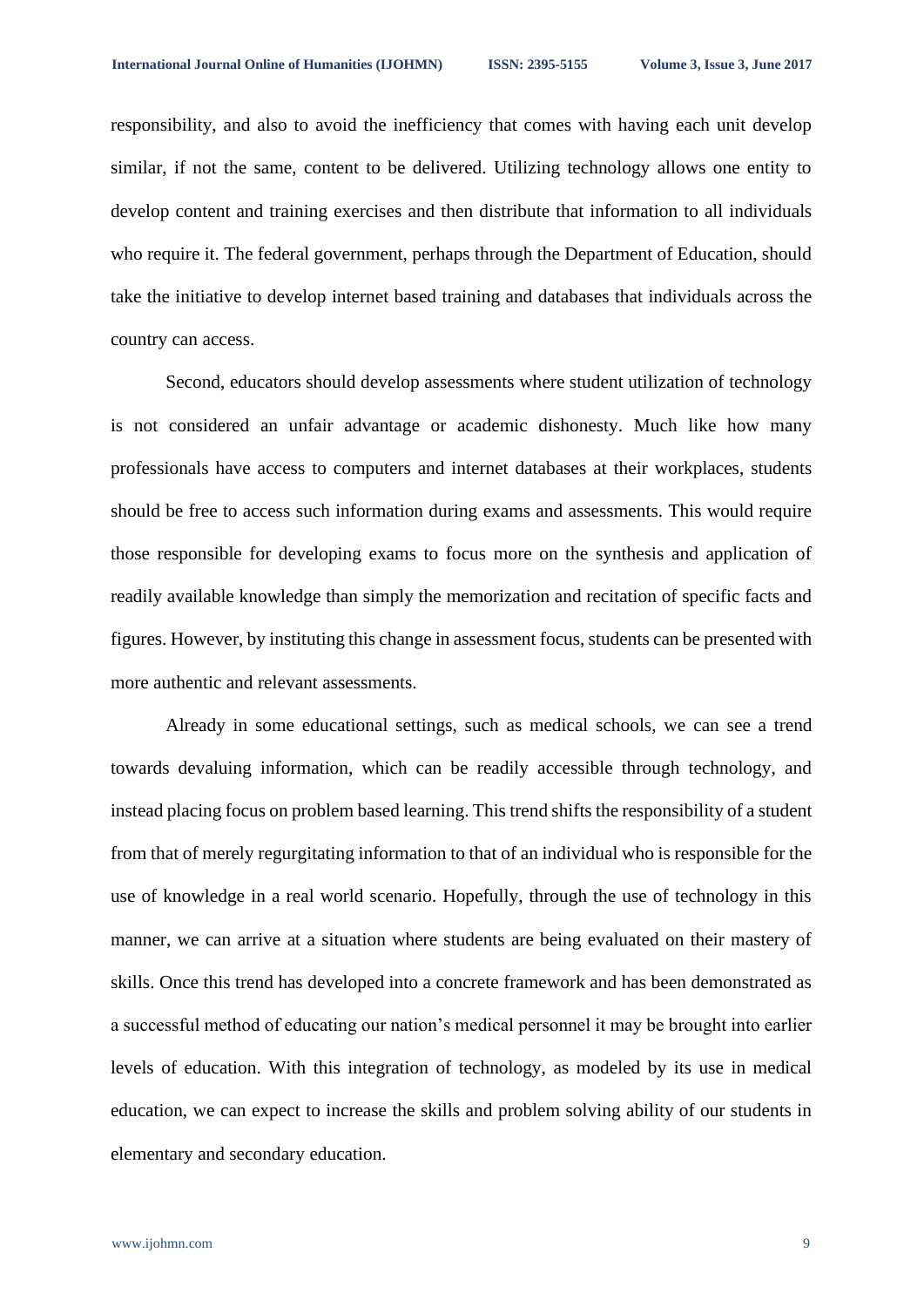responsibility, and also to avoid the inefficiency that comes with having each unit develop similar, if not the same, content to be delivered. Utilizing technology allows one entity to develop content and training exercises and then distribute that information to all individuals who require it. The federal government, perhaps through the Department of Education, should take the initiative to develop internet based training and databases that individuals across the country can access.

Second, educators should develop assessments where student utilization of technology is not considered an unfair advantage or academic dishonesty. Much like how many professionals have access to computers and internet databases at their workplaces, students should be free to access such information during exams and assessments. This would require those responsible for developing exams to focus more on the synthesis and application of readily available knowledge than simply the memorization and recitation of specific facts and figures. However, by instituting this change in assessment focus, students can be presented with more authentic and relevant assessments.

Already in some educational settings, such as medical schools, we can see a trend towards devaluing information, which can be readily accessible through technology, and instead placing focus on problem based learning. This trend shifts the responsibility of a student from that of merely regurgitating information to that of an individual who is responsible for the use of knowledge in a real world scenario. Hopefully, through the use of technology in this manner, we can arrive at a situation where students are being evaluated on their mastery of skills. Once this trend has developed into a concrete framework and has been demonstrated as a successful method of educating our nation's medical personnel it may be brought into earlier levels of education. With this integration of technology, as modeled by its use in medical education, we can expect to increase the skills and problem solving ability of our students in elementary and secondary education.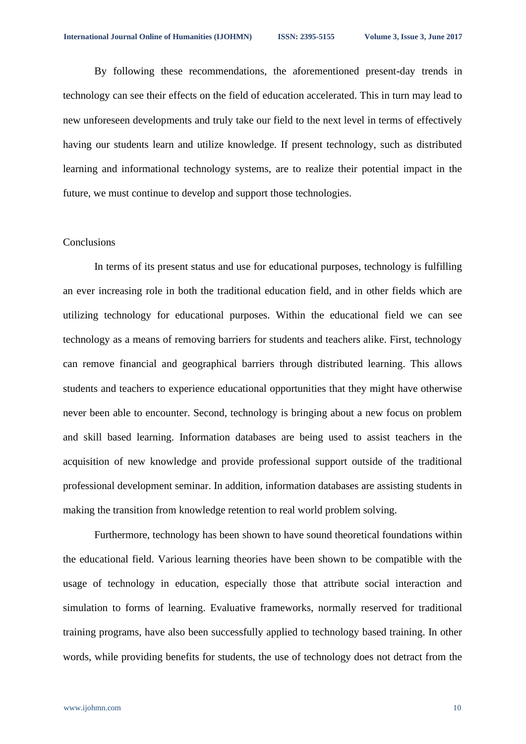By following these recommendations, the aforementioned present-day trends in technology can see their effects on the field of education accelerated. This in turn may lead to new unforeseen developments and truly take our field to the next level in terms of effectively having our students learn and utilize knowledge. If present technology, such as distributed learning and informational technology systems, are to realize their potential impact in the future, we must continue to develop and support those technologies.

## Conclusions

In terms of its present status and use for educational purposes, technology is fulfilling an ever increasing role in both the traditional education field, and in other fields which are utilizing technology for educational purposes. Within the educational field we can see technology as a means of removing barriers for students and teachers alike. First, technology can remove financial and geographical barriers through distributed learning. This allows students and teachers to experience educational opportunities that they might have otherwise never been able to encounter. Second, technology is bringing about a new focus on problem and skill based learning. Information databases are being used to assist teachers in the acquisition of new knowledge and provide professional support outside of the traditional professional development seminar. In addition, information databases are assisting students in making the transition from knowledge retention to real world problem solving.

Furthermore, technology has been shown to have sound theoretical foundations within the educational field. Various learning theories have been shown to be compatible with the usage of technology in education, especially those that attribute social interaction and simulation to forms of learning. Evaluative frameworks, normally reserved for traditional training programs, have also been successfully applied to technology based training. In other words, while providing benefits for students, the use of technology does not detract from the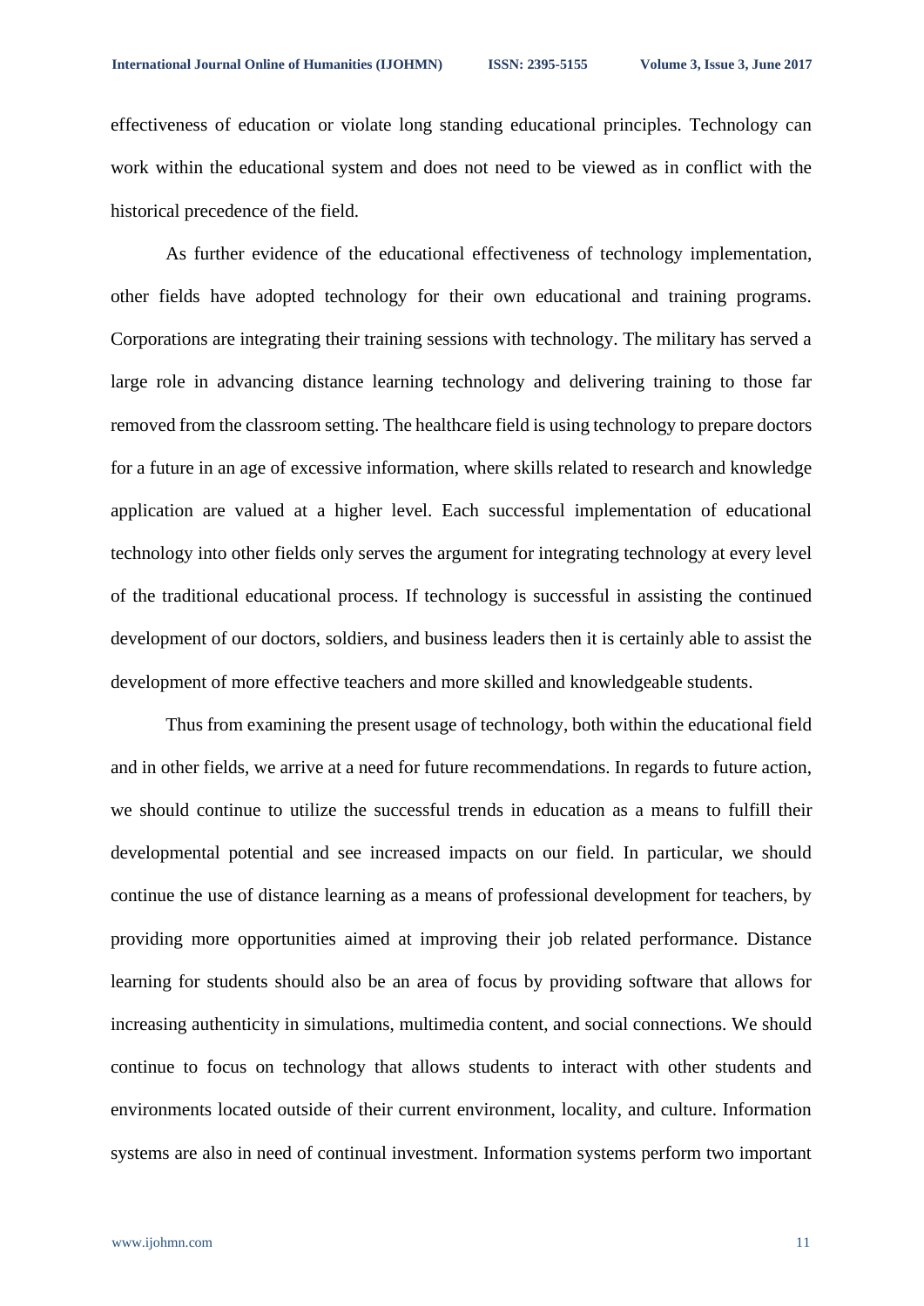effectiveness of education or violate long standing educational principles. Technology can work within the educational system and does not need to be viewed as in conflict with the historical precedence of the field.

As further evidence of the educational effectiveness of technology implementation, other fields have adopted technology for their own educational and training programs. Corporations are integrating their training sessions with technology. The military has served a large role in advancing distance learning technology and delivering training to those far removed from the classroom setting. The healthcare field is using technology to prepare doctors for a future in an age of excessive information, where skills related to research and knowledge application are valued at a higher level. Each successful implementation of educational technology into other fields only serves the argument for integrating technology at every level of the traditional educational process. If technology is successful in assisting the continued development of our doctors, soldiers, and business leaders then it is certainly able to assist the development of more effective teachers and more skilled and knowledgeable students.

Thus from examining the present usage of technology, both within the educational field and in other fields, we arrive at a need for future recommendations. In regards to future action, we should continue to utilize the successful trends in education as a means to fulfill their developmental potential and see increased impacts on our field. In particular, we should continue the use of distance learning as a means of professional development for teachers, by providing more opportunities aimed at improving their job related performance. Distance learning for students should also be an area of focus by providing software that allows for increasing authenticity in simulations, multimedia content, and social connections. We should continue to focus on technology that allows students to interact with other students and environments located outside of their current environment, locality, and culture. Information systems are also in need of continual investment. Information systems perform two important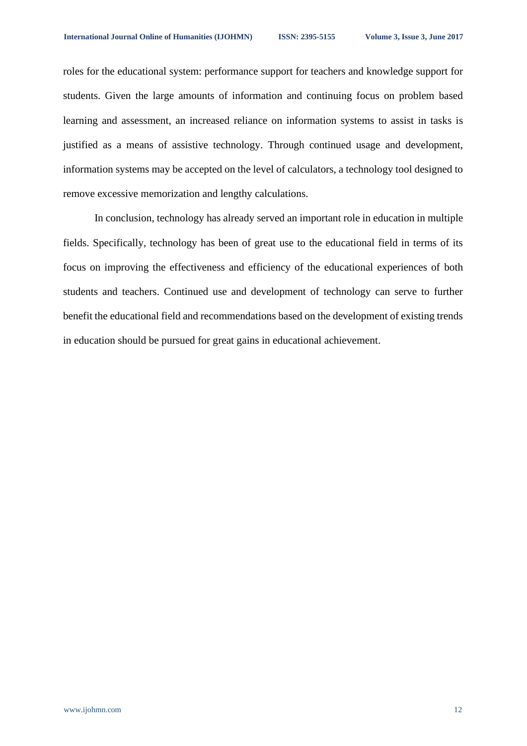roles for the educational system: performance support for teachers and knowledge support for students. Given the large amounts of information and continuing focus on problem based learning and assessment, an increased reliance on information systems to assist in tasks is justified as a means of assistive technology. Through continued usage and development, information systems may be accepted on the level of calculators, a technology tool designed to remove excessive memorization and lengthy calculations.

In conclusion, technology has already served an important role in education in multiple fields. Specifically, technology has been of great use to the educational field in terms of its focus on improving the effectiveness and efficiency of the educational experiences of both students and teachers. Continued use and development of technology can serve to further benefit the educational field and recommendations based on the development of existing trends in education should be pursued for great gains in educational achievement.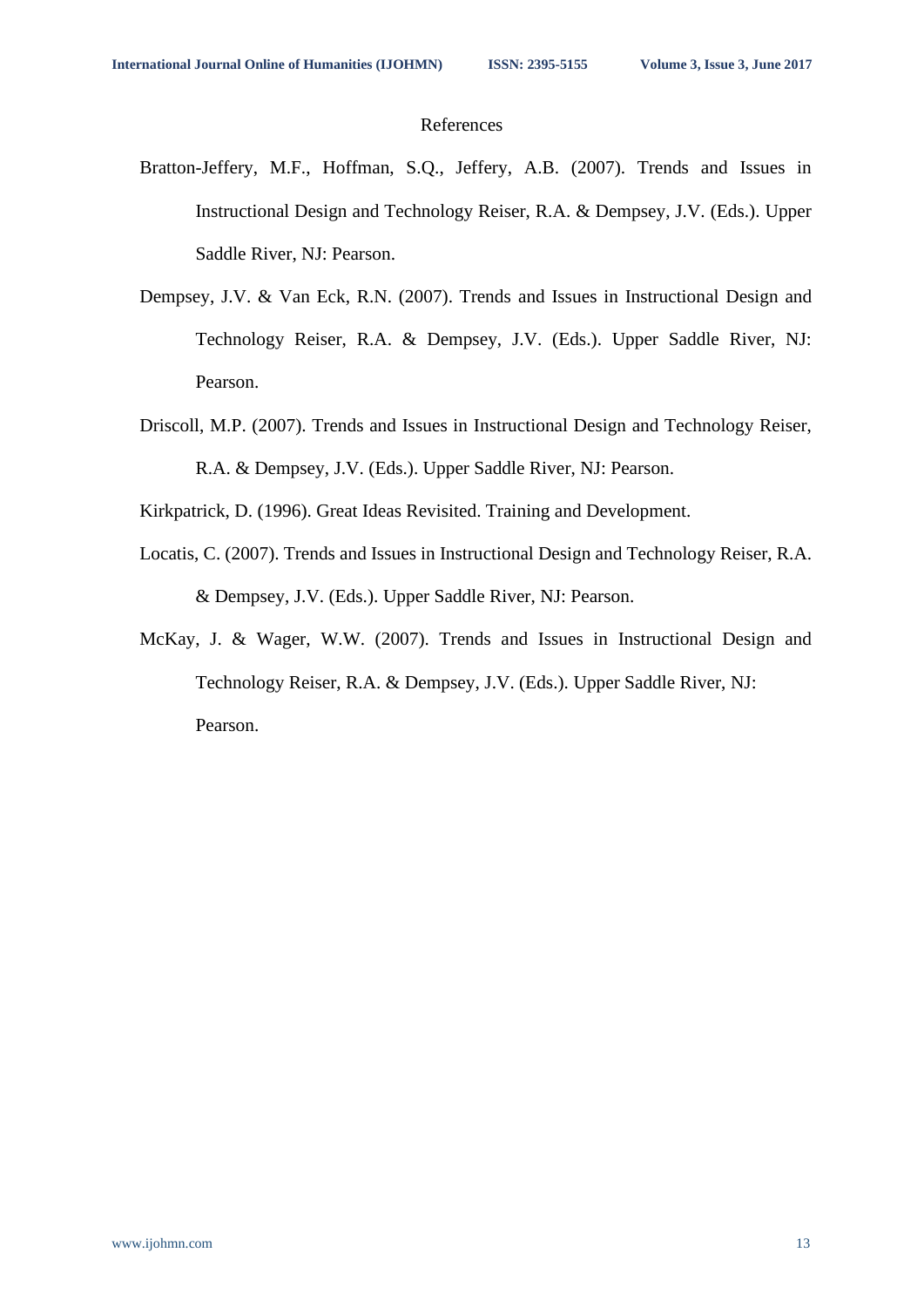## References

Bratton-Jeffery, M.F., Hoffman, S.Q., Jeffery, A.B. (2007). Trends and Issues in Instructional Design and Technology Reiser, R.A. & Dempsey, J.V. (Eds.). Upper Saddle River, NJ: Pearson.

Dempsey, J.V. & Van Eck, R.N. (2007). Trends and Issues in Instructional Design and Technology Reiser, R.A. & Dempsey, J.V. (Eds.). Upper Saddle River, NJ: Pearson.

Driscoll, M.P. (2007). Trends and Issues in Instructional Design and Technology Reiser, R.A. & Dempsey, J.V. (Eds.). Upper Saddle River, NJ: Pearson.

Kirkpatrick, D. (1996). Great Ideas Revisited. Training and Development.

Locatis, C. (2007). Trends and Issues in Instructional Design and Technology Reiser, R.A. & Dempsey, J.V. (Eds.). Upper Saddle River, NJ: Pearson.

McKay, J. & Wager, W.W. (2007). Trends and Issues in Instructional Design and Technology Reiser, R.A. & Dempsey, J.V. (Eds.). Upper Saddle River, NJ: Pearson.